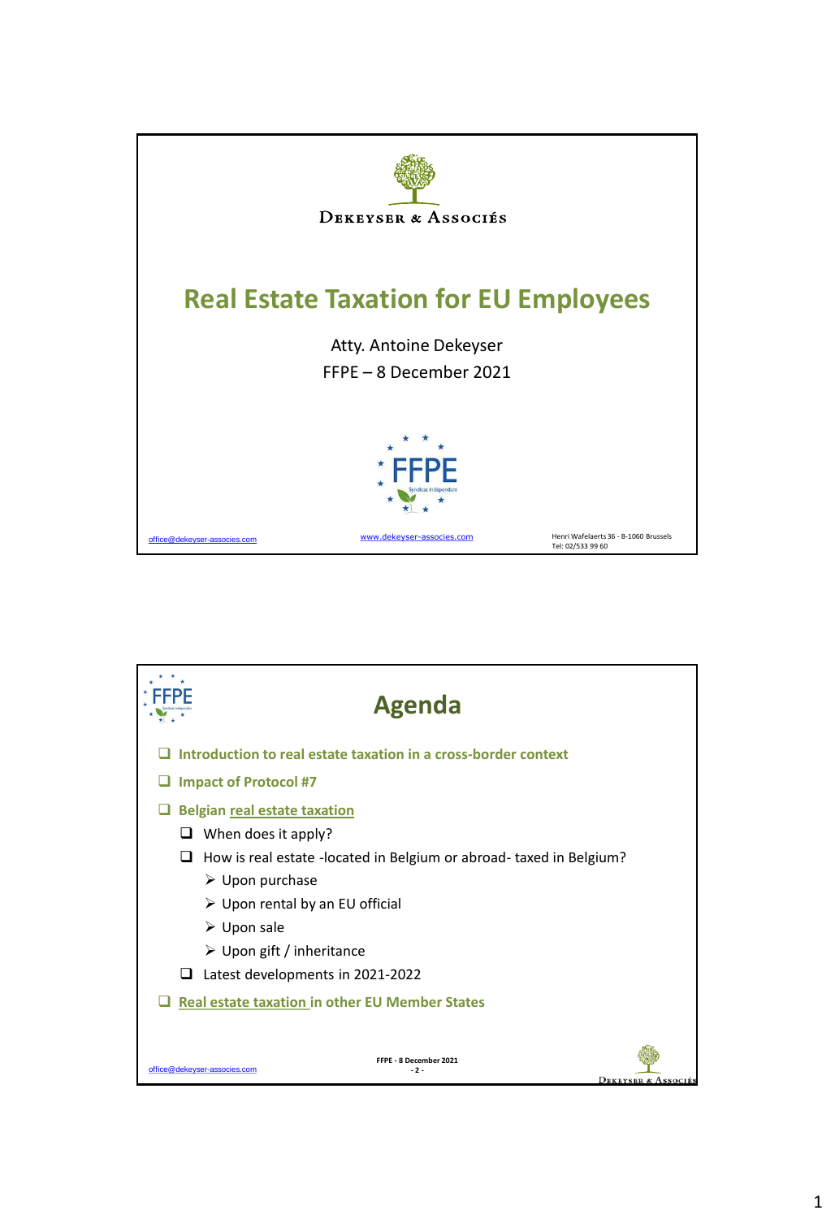DEKEYSER & ASSOCIÉS

# Real Estate Taxation for EU Employees

Atty. Antoine Dekeyser

FFPE – 8 December 2021

office@dekeyser-associes.com

www.dekeyser-associes.com

Henri Wafelaerts 36 - B-1060 Brussels
Tel: 02/533 99 60

## Agenda

- Introduction to real estate taxation in a cross-border context
- Impact of Protocol #7
- Belgian real estate taxation
  - When does it apply?
  - How is real estate -located in Belgium or abroad- taxed in Belgium?
    - Upon purchase
    - Upon rental by an EU official
    - Upon sale
    - Upon gift / inheritance
  - Latest developments in 2021-2022
- Real estate taxation in other EU Member States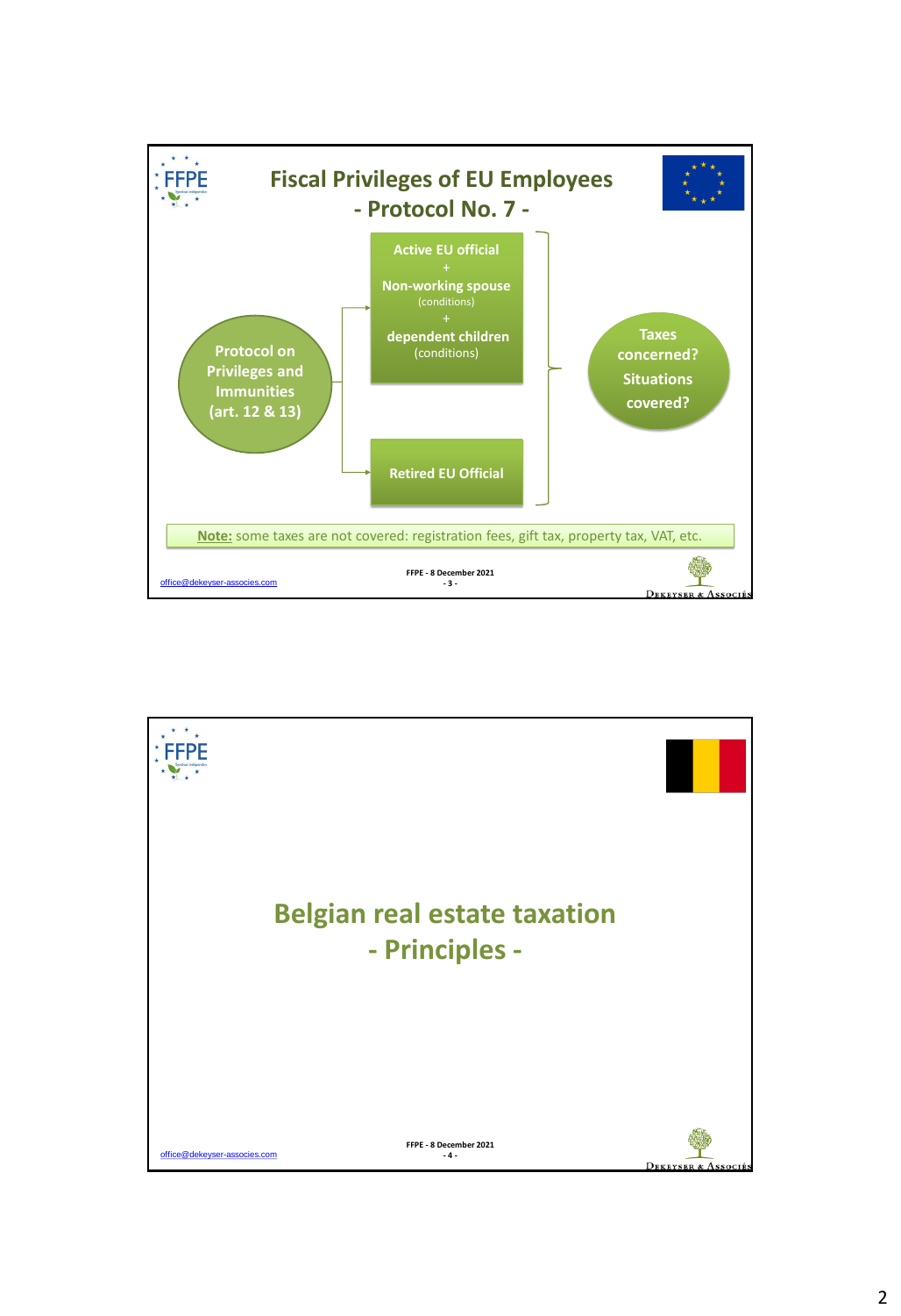# Fiscal Privileges of EU Employees
## - Protocol No. 7 -

**Protocol on Privileges and Immunities (art. 12 & 13)**

- **Active EU official**
  +
  **Non-working spouse** (conditions)
  +
  **dependent children** (conditions)
- **Retired EU Official**

**Taxes concerned? Situations covered?**

**Note:** some taxes are not covered: registration fees, gift tax, property tax, VAT, etc.

FFPE - 8 December 2021

office@dekeyser-associes.com

---

# Belgian real estate taxation
## - Principles -

FFPE - 8 December 2021

office@dekeyser-associes.com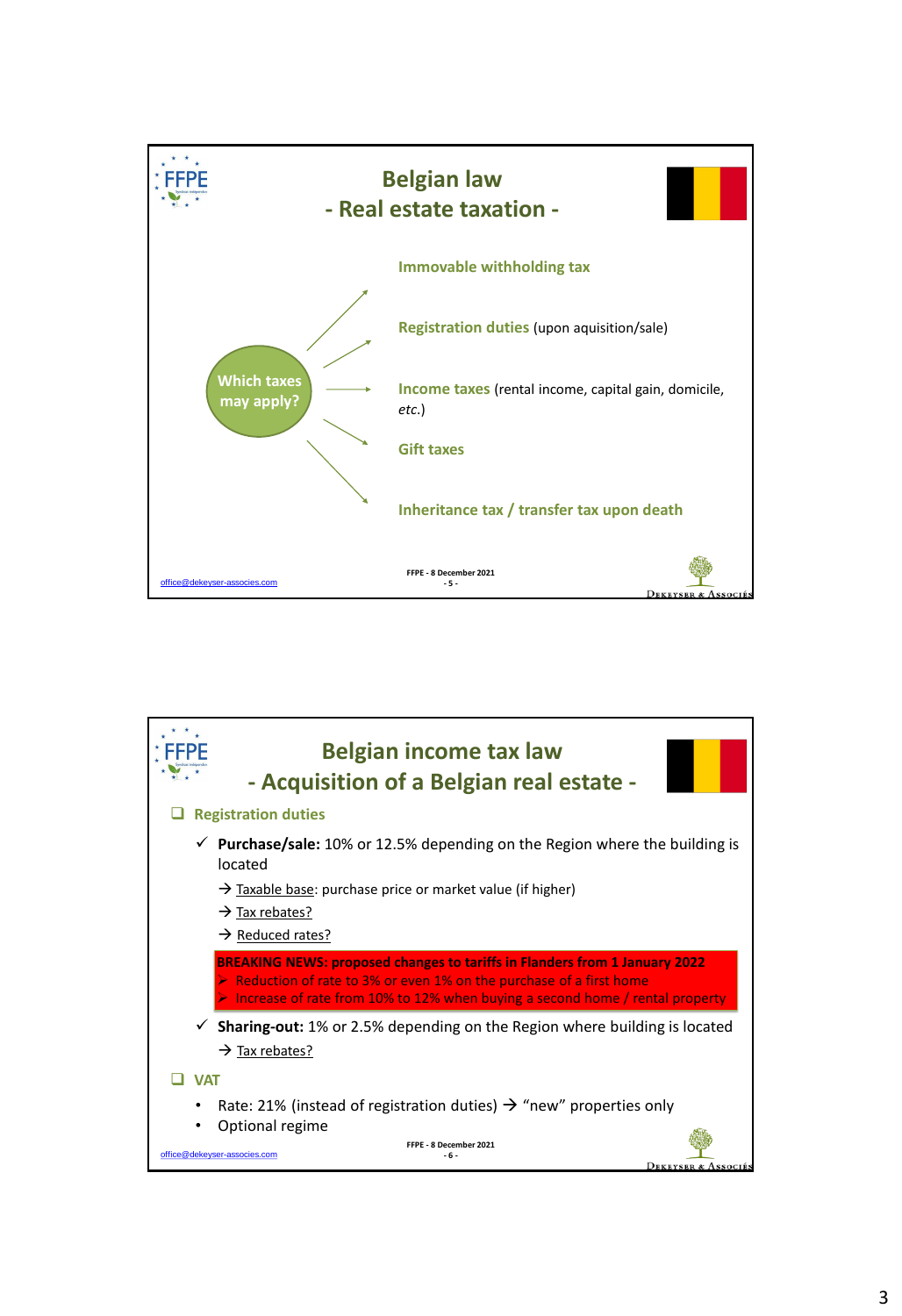# Belgian law
## - Real estate taxation -

**Which taxes may apply?**

- **Immovable withholding tax**
- **Registration duties** (upon aquisition/sale)
- **Income taxes** (rental income, capital gain, domicile, *etc.*)
- **Gift taxes**
- **Inheritance tax / transfer tax upon death**

office@dekeyser-associes.com

FFPE - 8 December 2021

# Belgian income tax law
## - Acquisition of a Belgian real estate -

- **Registration duties**
  - ✓ **Purchase/sale:** 10% or 12.5% depending on the Region where the building is located
    - → Taxable base: purchase price or market value (if higher)
    - → Tax rebates?
    - → Reduced rates?

**BREAKING NEWS: proposed changes to tariffs in Flanders from 1 January 2022**
- ➢ Reduction of rate to 3% or even 1% on the purchase of a first home
- ➢ Increase of rate from 10% to 12% when buying a second home / rental property

  - ✓ **Sharing-out:** 1% or 2.5% depending on the Region where building is located
    - → Tax rebates?

- **VAT**
  - Rate: 21% (instead of registration duties) → "new" properties only
  - Optional regime

office@dekeyser-associes.com

FFPE - 8 December 2021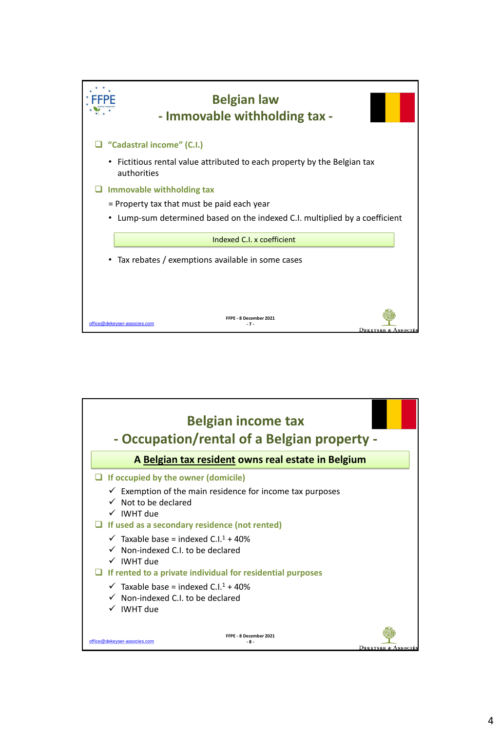# Belgian law
## - Immovable withholding tax -

- **"Cadastral income" (C.I.)**
  - Fictitious rental value attributed to each property by the Belgian tax authorities
- **Immovable withholding tax**

  = Property tax that must be paid each year

  - Lump-sum determined based on the indexed C.I. multiplied by a coefficient

  Indexed C.I. x coefficient

  - Tax rebates / exemptions available in some cases

office@dekeyser-associes.com

FFPE - 8 December 2021

# Belgian income tax
## - Occupation/rental of a Belgian property -

**A Belgian tax resident owns real estate in Belgium**

- **If occupied by the owner (domicile)**
  - ✓ Exemption of the main residence for income tax purposes
  - ✓ Not to be declared
  - ✓ IWHT due
- **If used as a secondary residence (not rented)**
  - ✓ Taxable base = indexed C.I.[1] + 40%
  - ✓ Non-indexed C.I. to be declared
  - ✓ IWHT due
- **If rented to a private individual for residential purposes**
  - ✓ Taxable base = indexed C.I.[1] + 40%
  - ✓ Non-indexed C.I. to be declared
  - ✓ IWHT due

office@dekeyser-associes.com

FFPE - 8 December 2021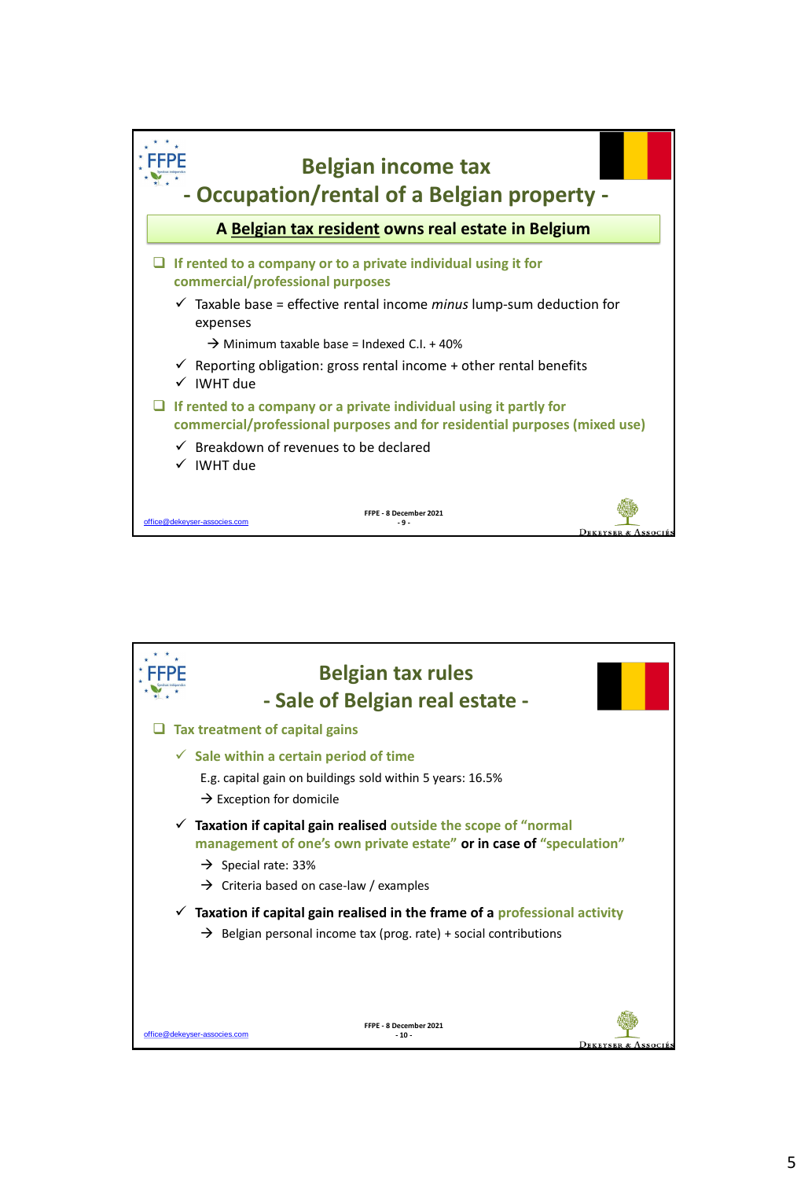# Belgian income tax

## - Occupation/rental of a Belgian property -

**A Belgian tax resident owns real estate in Belgium**

- **If rented to a company or to a private individual using it for commercial/professional purposes**
  - ✓ Taxable base = effective rental income *minus* lump-sum deduction for expenses
    - → Minimum taxable base = Indexed C.I. + 40%
  - ✓ Reporting obligation: gross rental income + other rental benefits
  - ✓ IWHT due
- **If rented to a company or a private individual using it partly for commercial/professional purposes and for residential purposes (mixed use)**
  - ✓ Breakdown of revenues to be declared
  - ✓ IWHT due

office@dekeyser-associes.com

FFPE - 8 December 2021

# Belgian tax rules

## - Sale of Belgian real estate -

- **Tax treatment of capital gains**
  - ✓ **Sale within a certain period of time**

    E.g. capital gain on buildings sold within 5 years: 16.5%

    → Exception for domicile
  - ✓ **Taxation if capital gain realised outside the scope of "normal management of one's own private estate" or in case of "speculation"**
    - → Special rate: 33%
    - → Criteria based on case-law / examples
  - ✓ **Taxation if capital gain realised in the frame of a professional activity**
    - → Belgian personal income tax (prog. rate) + social contributions

office@dekeyser-associes.com

FFPE - 8 December 2021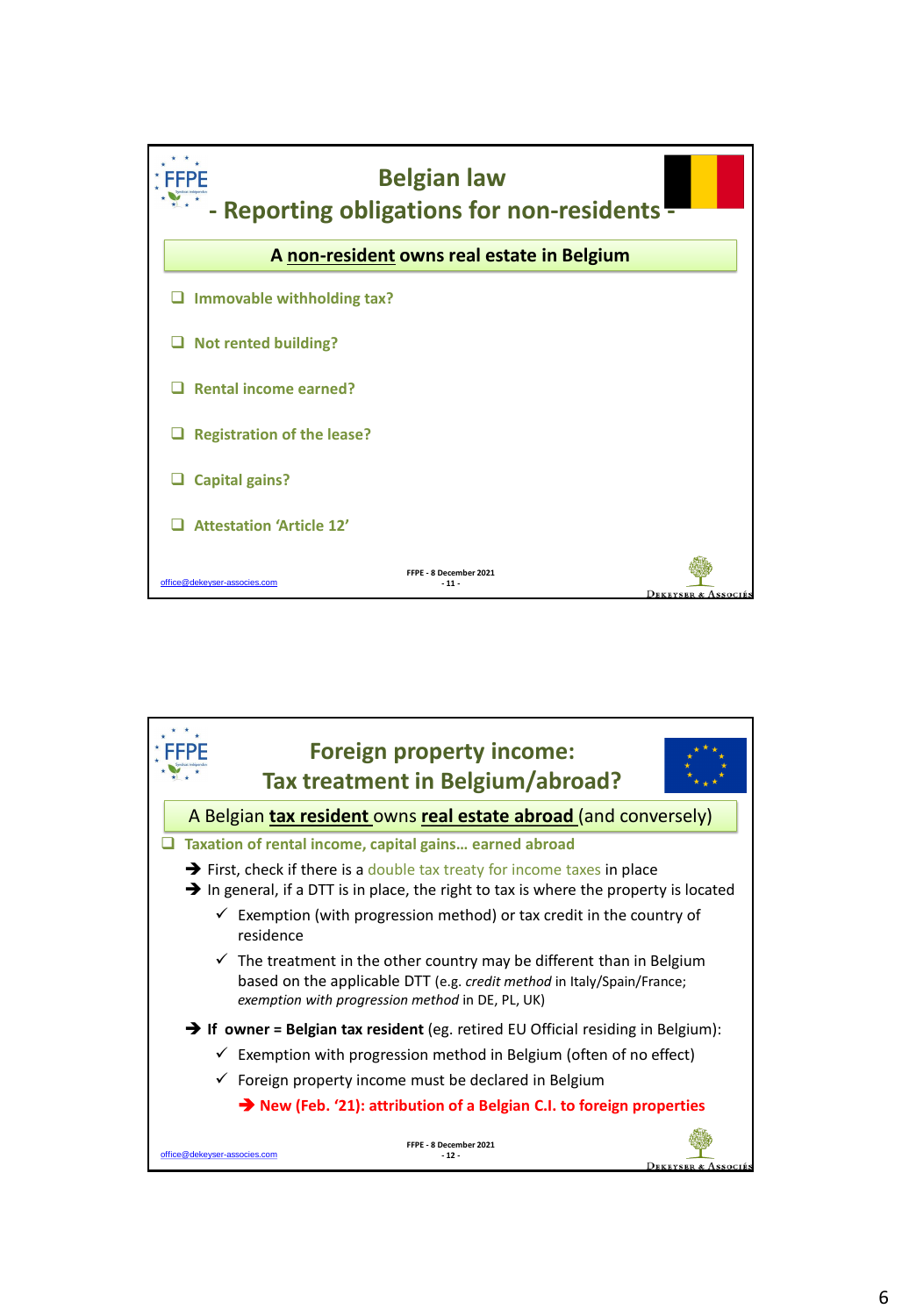# Belgian law - Reporting obligations for non-residents -

**A non-resident owns real estate in Belgium**

- ❑ Immovable withholding tax?
- ❑ Not rented building?
- ❑ Rental income earned?
- ❑ Registration of the lease?
- ❑ Capital gains?
- ❑ Attestation 'Article 12'

office@dekeyser-associes.com

FFPE - 8 December 2021

# Foreign property income: Tax treatment in Belgium/abroad?

A Belgian **tax resident** owns **real estate abroad** (and conversely)

- ❑ Taxation of rental income, capital gains… earned abroad
  - ➔ First, check if there is a double tax treaty for income taxes in place
  - ➔ In general, if a DTT is in place, the right to tax is where the property is located
    - ✓ Exemption (with progression method) or tax credit in the country of residence
    - ✓ The treatment in the other country may be different than in Belgium based on the applicable DTT (e.g. *credit method* in Italy/Spain/France; *exemption with progression method* in DE, PL, UK)
  - ➔ **If owner = Belgian tax resident** (eg. retired EU Official residing in Belgium):
    - ✓ Exemption with progression method in Belgium (often of no effect)
    - ✓ Foreign property income must be declared in Belgium
      - ➔ **New (Feb. '21): attribution of a Belgian C.I. to foreign properties**

office@dekeyser-associes.com

FFPE - 8 December 2021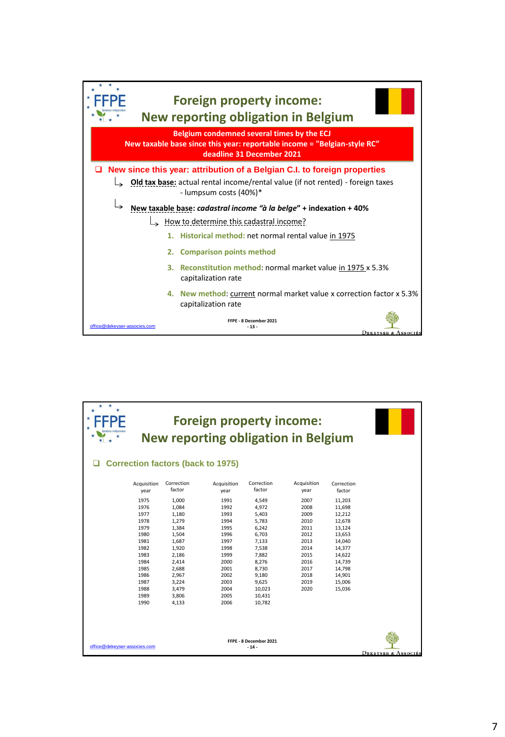# Foreign property income: New reporting obligation in Belgium

**Belgium condemned several times by the ECJ**
**New taxable base since this year: reportable income = "Belgian-style RC"**
**deadline 31 December 2021**

- **New since this year: attribution of a Belgian C.I. to foreign properties**
  - ↳ **Old tax base:** actual rental income/rental value (if not rented) - foreign taxes - lumpsum costs (40%)*
  - ↳ **New taxable base**: ***cadastral income "à la belge"*** **+ indexation + 40%**
    - ↳ How to determine this cadastral income?
      1. **Historical method:** net normal rental value in 1975
      2. **Comparison points method**
      3. **Reconstitution method**: normal market value in 1975 x 5.3% capitalization rate
      4. **New method:** current normal market value x correction factor x 5.3% capitalization rate

office@dekeyser-associes.com

FFPE - 8 December 2021

# Foreign property income: New reporting obligation in Belgium

- **Correction factors (back to 1975)**

| Acquisition year | Correction factor | Acquisition year | Correction factor | Acquisition year | Correction factor |
|---|---|---|---|---|---|
| 1975 | 1,000 | 1991 | 4,549 | 2007 | 11,203 |
| 1976 | 1,084 | 1992 | 4,972 | 2008 | 11,698 |
| 1977 | 1,180 | 1993 | 5,403 | 2009 | 12,212 |
| 1978 | 1,279 | 1994 | 5,783 | 2010 | 12,678 |
| 1979 | 1,384 | 1995 | 6,242 | 2011 | 13,124 |
| 1980 | 1,504 | 1996 | 6,703 | 2012 | 13,653 |
| 1981 | 1,687 | 1997 | 7,133 | 2013 | 14,040 |
| 1982 | 1,920 | 1998 | 7,538 | 2014 | 14,377 |
| 1983 | 2,186 | 1999 | 7,882 | 2015 | 14,622 |
| 1984 | 2,414 | 2000 | 8,276 | 2016 | 14,739 |
| 1985 | 2,688 | 2001 | 8,730 | 2017 | 14,798 |
| 1986 | 2,967 | 2002 | 9,180 | 2018 | 14,901 |
| 1987 | 3,224 | 2003 | 9,625 | 2019 | 15,006 |
| 1988 | 3,479 | 2004 | 10,023 | 2020 | 15,036 |
| 1989 | 3,806 | 2005 | 10,431 | | |
| 1990 | 4,133 | 2006 | 10,782 | | |

office@dekeyser-associes.com

FFPE - 8 December 2021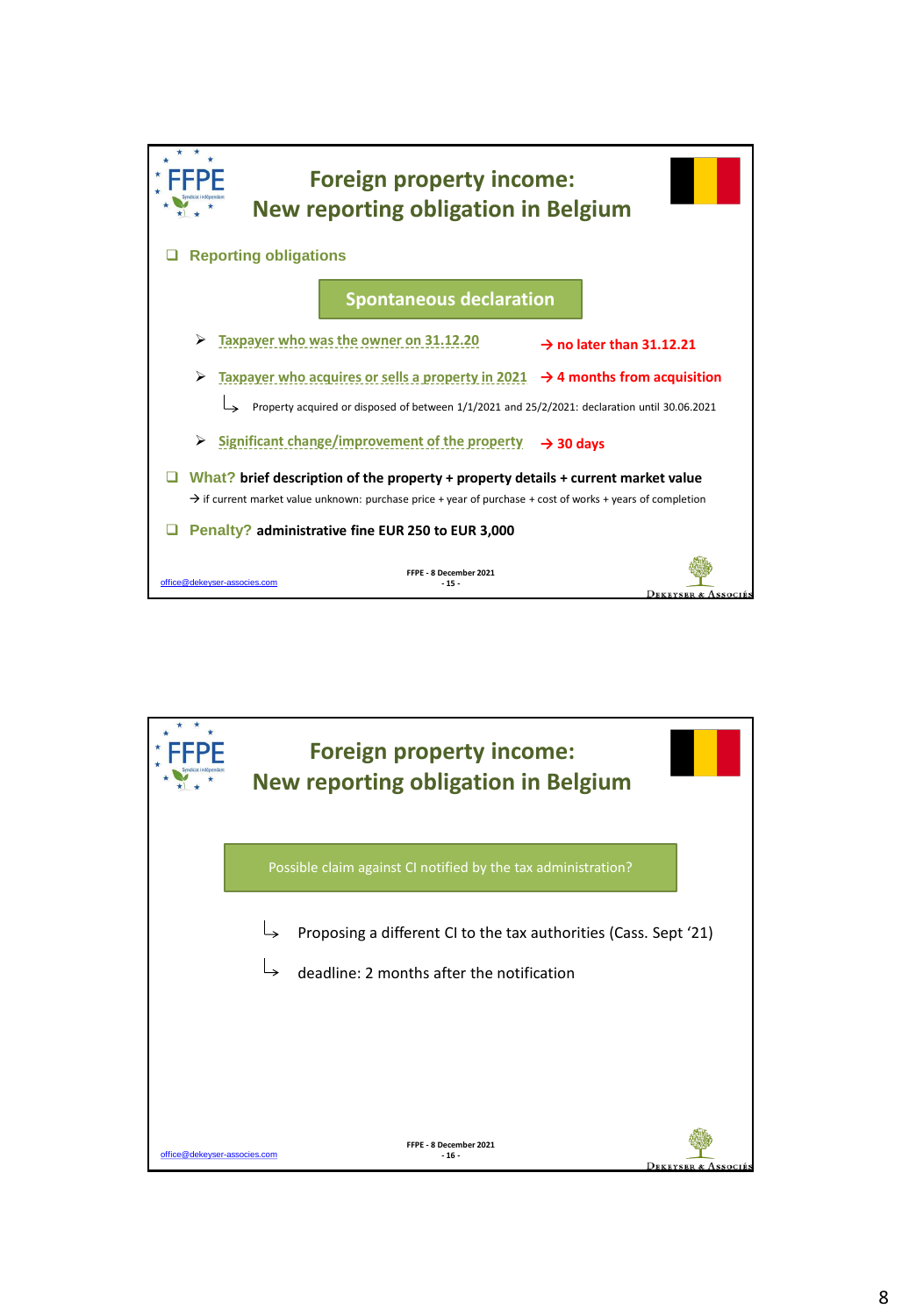# Foreign property income: New reporting obligation in Belgium

- **Reporting obligations**

**Spontaneous declaration**

- Taxpayer who was the owner on 31.12.20 → **no later than 31.12.21**
- Taxpayer who acquires or sells a property in 2021 → **4 months from acquisition**
  - ↳ Property acquired or disposed of between 1/1/2021 and 25/2/2021: declaration until 30.06.2021
- Significant change/improvement of the property → **30 days**

- **What? brief description of the property + property details + current market value**
  → if current market value unknown: purchase price + year of purchase + cost of works + years of completion

- **Penalty? administrative fine EUR 250 to EUR 3,000**

office@dekeyser-associes.com

FFPE - 8 December 2021

# Foreign property income: New reporting obligation in Belgium

**Possible claim against CI notified by the tax administration?**

↳ Proposing a different CI to the tax authorities (Cass. Sept '21)

↳ deadline: 2 months after the notification

office@dekeyser-associes.com

FFPE - 8 December 2021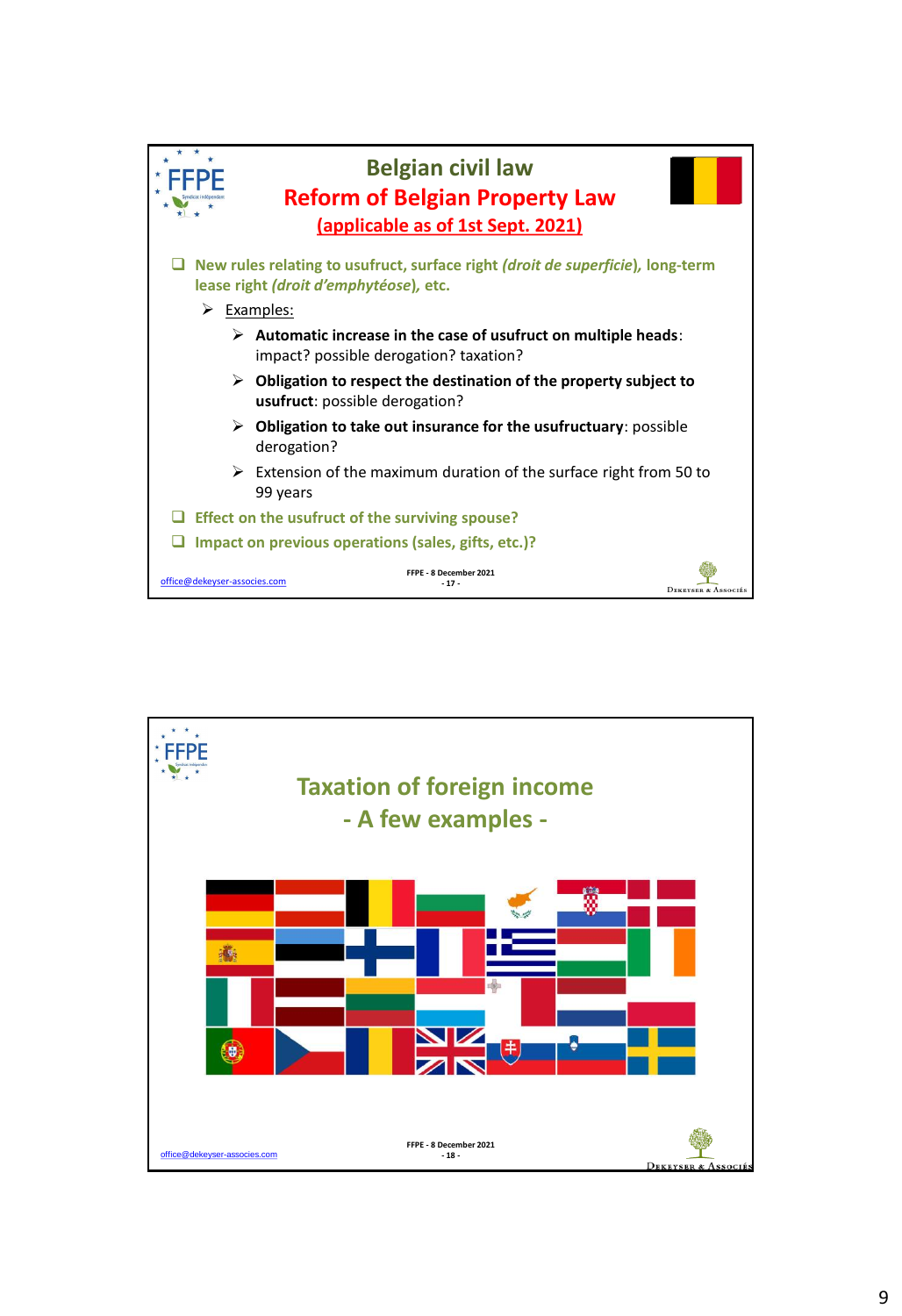# Belgian civil law

## Reform of Belgian Property Law

**(applicable as of 1st Sept. 2021)**

- **New rules relating to usufruct, surface right *(droit de superficie)*, long-term lease right *(droit d'emphytéose)*, etc.**
  - Examples:
    - **Automatic increase in the case of usufruct on multiple heads**: impact? possible derogation? taxation?
    - **Obligation to respect the destination of the property subject to usufruct**: possible derogation?
    - **Obligation to take out insurance for the usufructuary**: possible derogation?
    - Extension of the maximum duration of the surface right from 50 to 99 years
- **Effect on the usufruct of the surviving spouse?**
- **Impact on previous operations (sales, gifts, etc.)?**

office@dekeyser-associes.com

FFPE - 8 December 2021

- 17 -

---

# Taxation of foreign income

## - A few examples -

office@dekeyser-associes.com

FFPE - 8 December 2021

- 18 -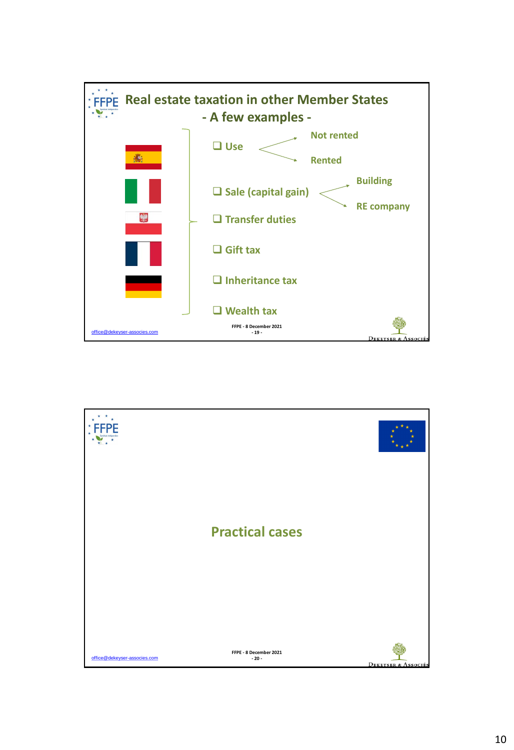# Real estate taxation in other Member States

## - A few examples -

- Use
  - Not rented
  - Rented
- Sale (capital gain)
  - Building
  - RE company
- Transfer duties
- Gift tax
- Inheritance tax
- Wealth tax

office@dekeyser-associes.com

FFPE - 8 December 2021

---

# Practical cases

office@dekeyser-associes.com

FFPE - 8 December 2021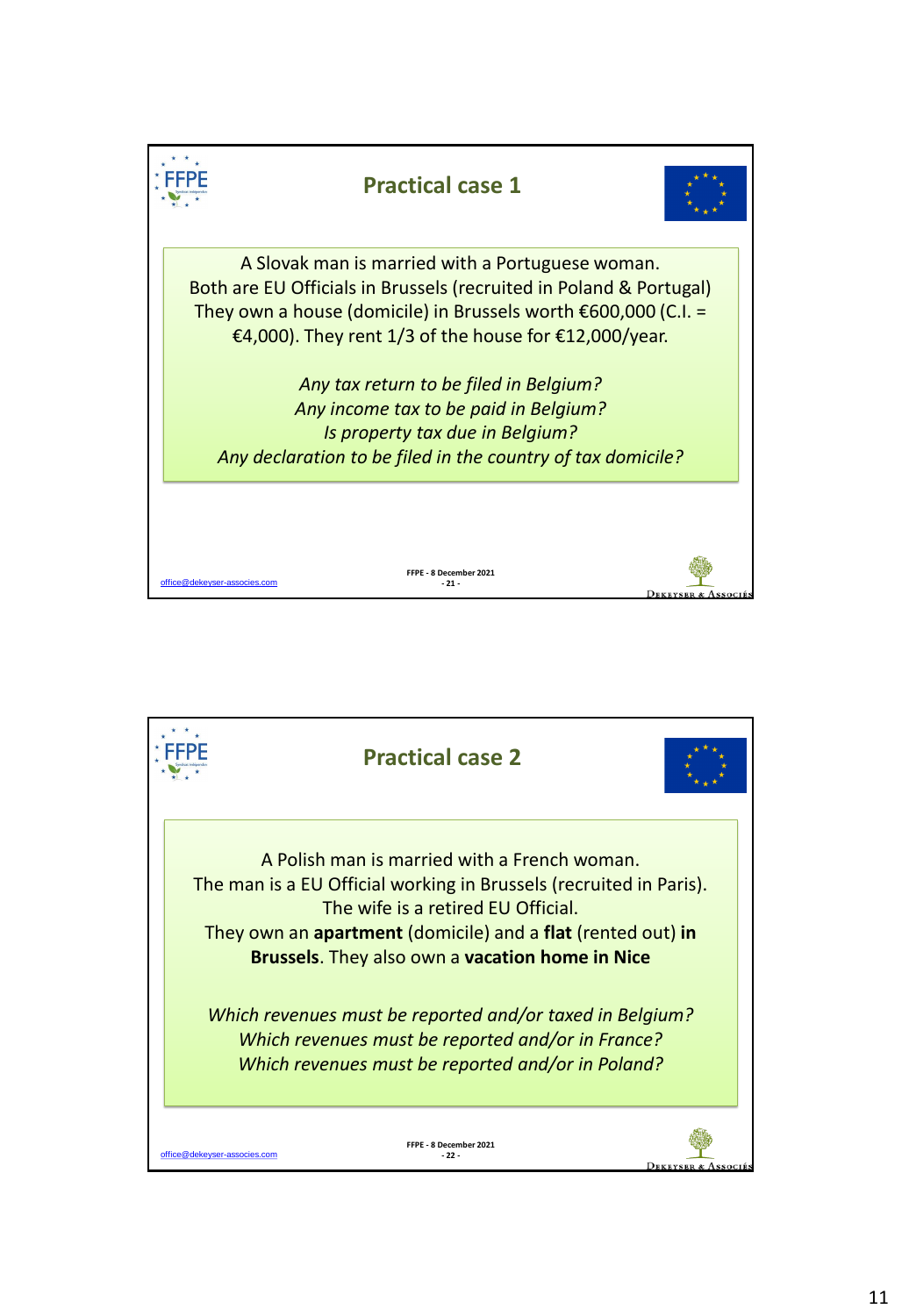# Practical case 1

A Slovak man is married with a Portuguese woman.
Both are EU Officials in Brussels (recruited in Poland & Portugal)
They own a house (domicile) in Brussels worth €600,000 (C.I. = €4,000). They rent 1/3 of the house for €12,000/year.

*Any tax return to be filed in Belgium?*
*Any income tax to be paid in Belgium?*
*Is property tax due in Belgium?*
*Any declaration to be filed in the country of tax domicile?*

office@dekeyser-associes.com

FFPE - 8 December 2021

# Practical case 2

A Polish man is married with a French woman.
The man is a EU Official working in Brussels (recruited in Paris).
The wife is a retired EU Official.
They own an **apartment** (domicile) and a **flat** (rented out) **in Brussels**. They also own a **vacation home in Nice**

*Which revenues must be reported and/or taxed in Belgium?*
*Which revenues must be reported and/or in France?*
*Which revenues must be reported and/or in Poland?*

office@dekeyser-associes.com

FFPE - 8 December 2021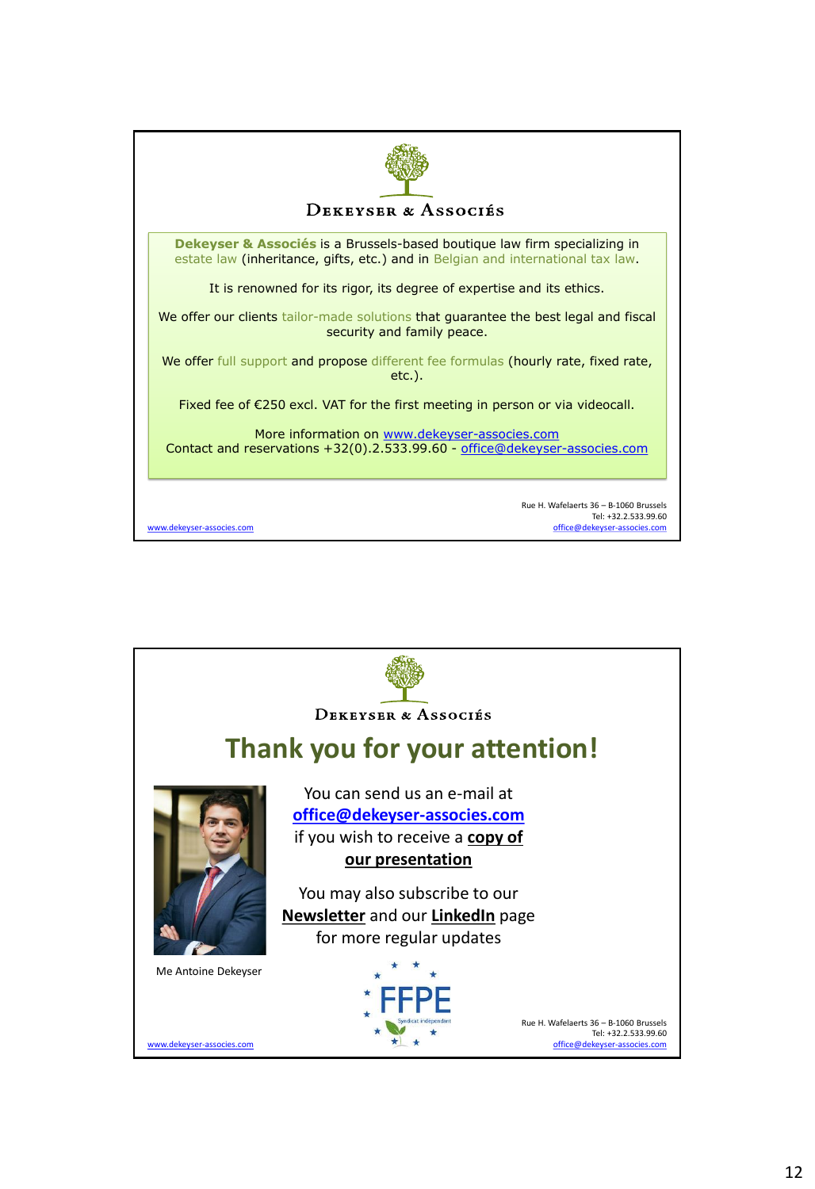## Dekeyser & Associés

**Dekeyser & Associés** is a Brussels-based boutique law firm specializing in estate law (inheritance, gifts, etc.) and in Belgian and international tax law.

It is renowned for its rigor, its degree of expertise and its ethics.

We offer our clients tailor-made solutions that guarantee the best legal and fiscal security and family peace.

We offer full support and propose different fee formulas (hourly rate, fixed rate, etc.).

Fixed fee of €250 excl. VAT for the first meeting in person or via videocall.

More information on www.dekeyser-associes.com
Contact and reservations +32(0).2.533.99.60 - office@dekeyser-associes.com

Rue H. Wafelaerts 36 – B-1060 Brussels
Tel: +32.2.533.99.60
office@dekeyser-associes.com

www.dekeyser-associes.com

## Dekeyser & Associés

# Thank you for your attention!

You can send us an e-mail at **office@dekeyser-associes.com** if you wish to receive a **copy of our presentation**

You may also subscribe to our **Newsletter** and our **LinkedIn** page for more regular updates

Me Antoine Dekeyser

FFPE
Syndicat indépendant

Rue H. Wafelaerts 36 – B-1060 Brussels
Tel: +32.2.533.99.60
office@dekeyser-associes.com

www.dekeyser-associes.com